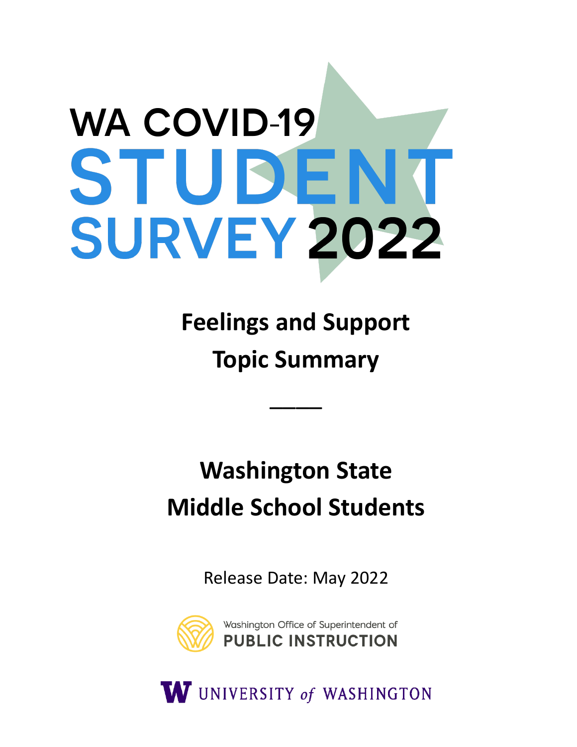# WA COVID-19 STUDENT SURVEY 2022

## Feelings and Support Topic Summary

---

## Washington State Middle School Students

Release Date: May 2022

Washington Office of Superintendent of PUBLIC INSTRUCTION

UNIVERSITY of WASHINGTON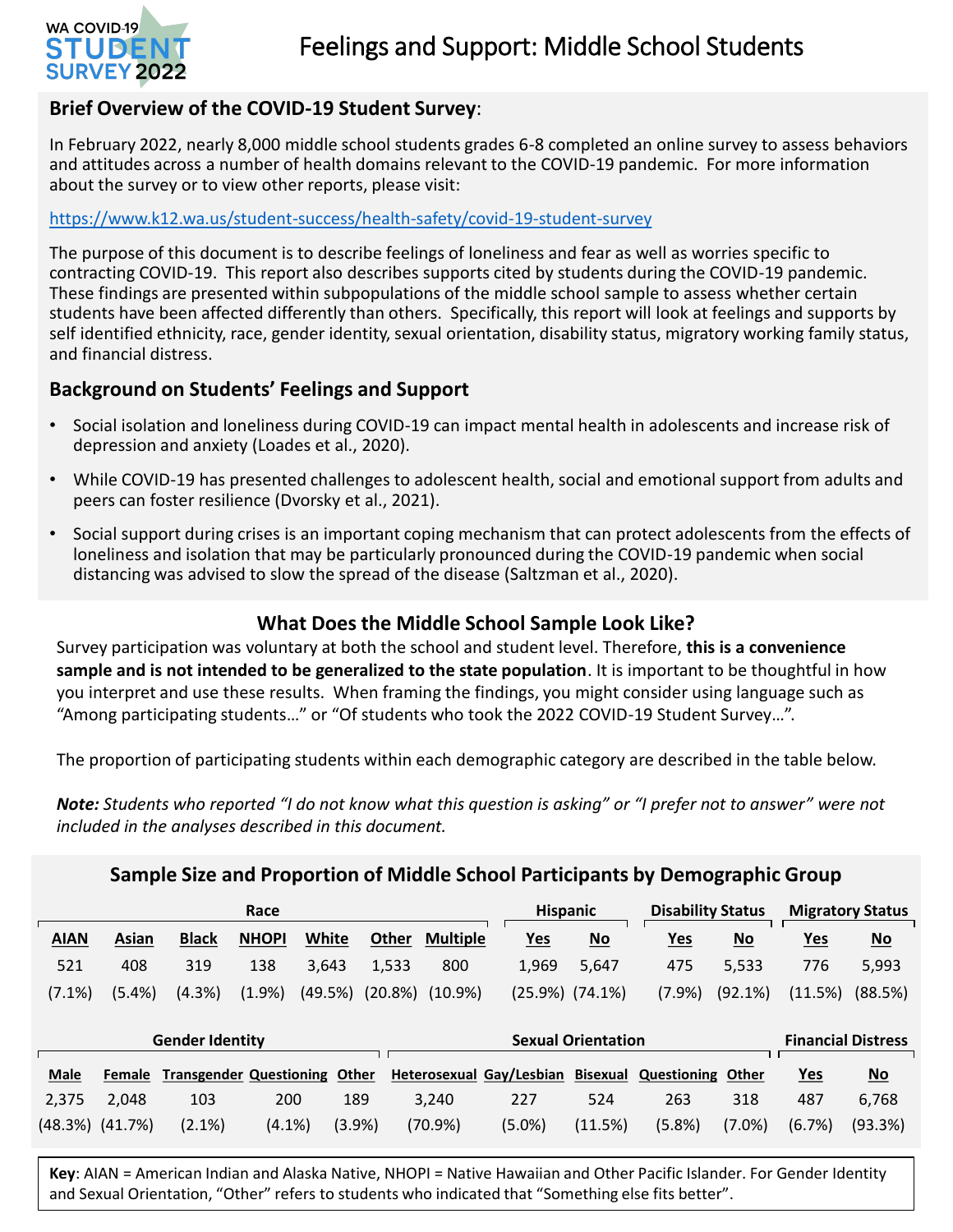WA COVID-19 STUDENT SURVEY 2022

# Feelings and Support: Middle School Students

## Brief Overview of the COVID-19 Student Survey:

In February 2022, nearly 8,000 middle school students grades 6-8 completed an online survey to assess behaviors and attitudes across a number of health domains relevant to the COVID-19 pandemic. For more information about the survey or to view other reports, please visit:

https://www.k12.wa.us/student-success/health-safety/covid-19-student-survey

The purpose of this document is to describe feelings of loneliness and fear as well as worries specific to contracting COVID-19. This report also describes supports cited by students during the COVID-19 pandemic. These findings are presented within subpopulations of the middle school sample to assess whether certain students have been affected differently than others. Specifically, this report will look at feelings and supports by self identified ethnicity, race, gender identity, sexual orientation, disability status, migratory working family status, and financial distress.

## Background on Students' Feelings and Support

- Social isolation and loneliness during COVID-19 can impact mental health in adolescents and increase risk of depression and anxiety (Loades et al., 2020).
- While COVID-19 has presented challenges to adolescent health, social and emotional support from adults and peers can foster resilience (Dvorsky et al., 2021).
- Social support during crises is an important coping mechanism that can protect adolescents from the effects of loneliness and isolation that may be particularly pronounced during the COVID-19 pandemic when social distancing was advised to slow the spread of the disease (Saltzman et al., 2020).

## What Does the Middle School Sample Look Like?

Survey participation was voluntary at both the school and student level. Therefore, **this is a convenience sample and is not intended to be generalized to the state population**. It is important to be thoughtful in how you interpret and use these results. When framing the findings, you might consider using language such as "Among participating students…" or "Of students who took the 2022 COVID-19 Student Survey…".

The proportion of participating students within each demographic category are described in the table below.

***Note:*** *Students who reported "I do not know what this question is asking" or "I prefer not to answer" were not included in the analyses described in this document.*

### Sample Size and Proportion of Middle School Participants by Demographic Group

| Race | | | | | | | Hispanic | | Disability Status | | Migratory Status | |
|---|---|---|---|---|---|---|---|---|---|---|---|---|
| AIAN | Asian | Black | NHOPI | White | Other | Multiple | Yes | No | Yes | No | Yes | No |
| 521 | 408 | 319 | 138 | 3,643 | 1,533 | 800 | 1,969 | 5,647 | 475 | 5,533 | 776 | 5,993 |
| (7.1%) | (5.4%) | (4.3%) | (1.9%) | (49.5%) | (20.8%) | (10.9%) | (25.9%) | (74.1%) | (7.9%) | (92.1%) | (11.5%) | (88.5%) |

| Gender Identity | | | | | Sexual Orientation | | | | | Financial Distress | |
|---|---|---|---|---|---|---|---|---|---|---|---|
| Male | Female | Transgender | Questioning | Other | Heterosexual | Gay/Lesbian | Bisexual | Questioning | Other | Yes | No |
| 2,375 | 2,048 | 103 | 200 | 189 | 3,240 | 227 | 524 | 263 | 318 | 487 | 6,768 |
| (48.3%) | (41.7%) | (2.1%) | (4.1%) | (3.9%) | (70.9%) | (5.0%) | (11.5%) | (5.8%) | (7.0%) | (6.7%) | (93.3%) |

**Key**: AIAN = American Indian and Alaska Native, NHOPI = Native Hawaiian and Other Pacific Islander. For Gender Identity and Sexual Orientation, "Other" refers to students who indicated that "Something else fits better".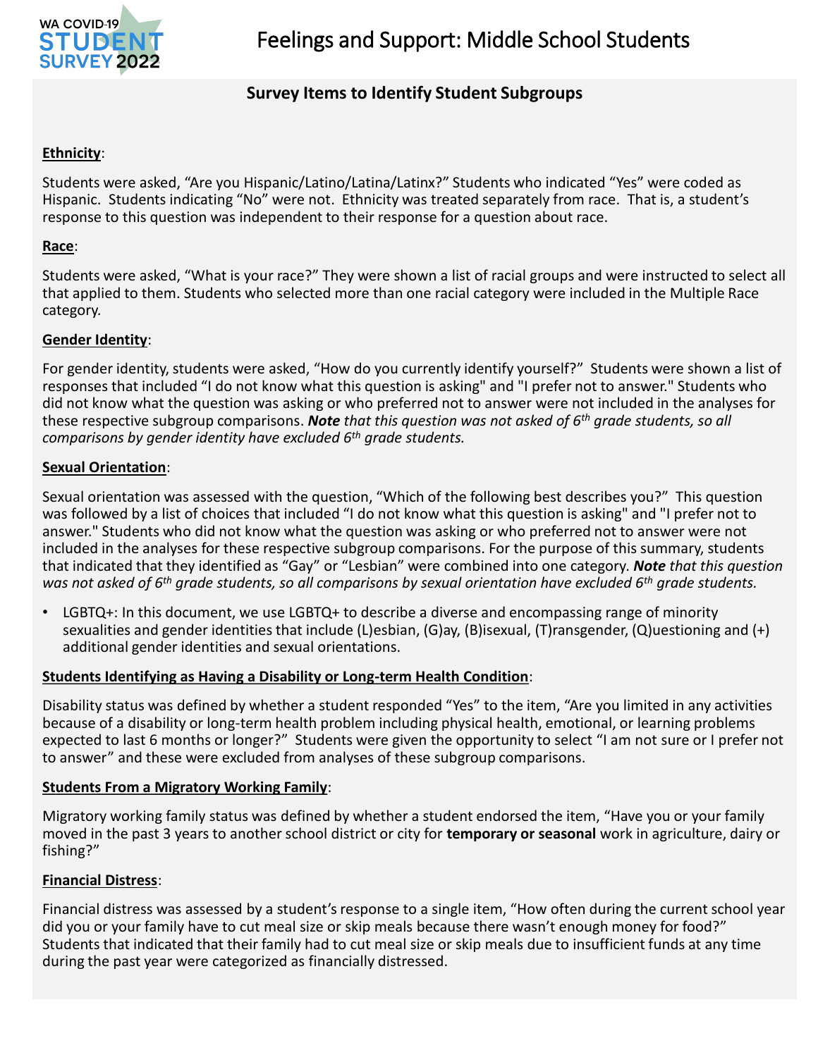# Feelings and Support: Middle School Students

## Survey Items to Identify Student Subgroups

**Ethnicity**:

Students were asked, "Are you Hispanic/Latino/Latina/Latinx?" Students who indicated "Yes" were coded as Hispanic. Students indicating "No" were not. Ethnicity was treated separately from race. That is, a student's response to this question was independent to their response for a question about race.

**Race**:

Students were asked, "What is your race?" They were shown a list of racial groups and were instructed to select all that applied to them. Students who selected more than one racial category were included in the Multiple Race category.

**Gender Identity**:

For gender identity, students were asked, "How do you currently identify yourself?" Students were shown a list of responses that included "I do not know what this question is asking" and "I prefer not to answer." Students who did not know what the question was asking or who preferred not to answer were not included in the analyses for these respective subgroup comparisons. ***Note** that this question was not asked of 6th grade students, so all comparisons by gender identity have excluded 6th grade students.*

**Sexual Orientation**:

Sexual orientation was assessed with the question, "Which of the following best describes you?" This question was followed by a list of choices that included "I do not know what this question is asking" and "I prefer not to answer." Students who did not know what the question was asking or who preferred not to answer were not included in the analyses for these respective subgroup comparisons. For the purpose of this summary, students that indicated that they identified as "Gay" or "Lesbian" were combined into one category. ***Note** that this question was not asked of 6th grade students, so all comparisons by sexual orientation have excluded 6th grade students.*

- LGBTQ+: In this document, we use LGBTQ+ to describe a diverse and encompassing range of minority sexualities and gender identities that include (L)esbian, (G)ay, (B)isexual, (T)ransgender, (Q)uestioning and (+) additional gender identities and sexual orientations.

**Students Identifying as Having a Disability or Long-term Health Condition**:

Disability status was defined by whether a student responded "Yes" to the item, "Are you limited in any activities because of a disability or long-term health problem including physical health, emotional, or learning problems expected to last 6 months or longer?" Students were given the opportunity to select "I am not sure or I prefer not to answer" and these were excluded from analyses of these subgroup comparisons.

**Students From a Migratory Working Family**:

Migratory working family status was defined by whether a student endorsed the item, "Have you or your family moved in the past 3 years to another school district or city for **temporary or seasonal** work in agriculture, dairy or fishing?"

**Financial Distress**:

Financial distress was assessed by a student's response to a single item, "How often during the current school year did you or your family have to cut meal size or skip meals because there wasn't enough money for food?" Students that indicated that their family had to cut meal size or skip meals due to insufficient funds at any time during the past year were categorized as financially distressed.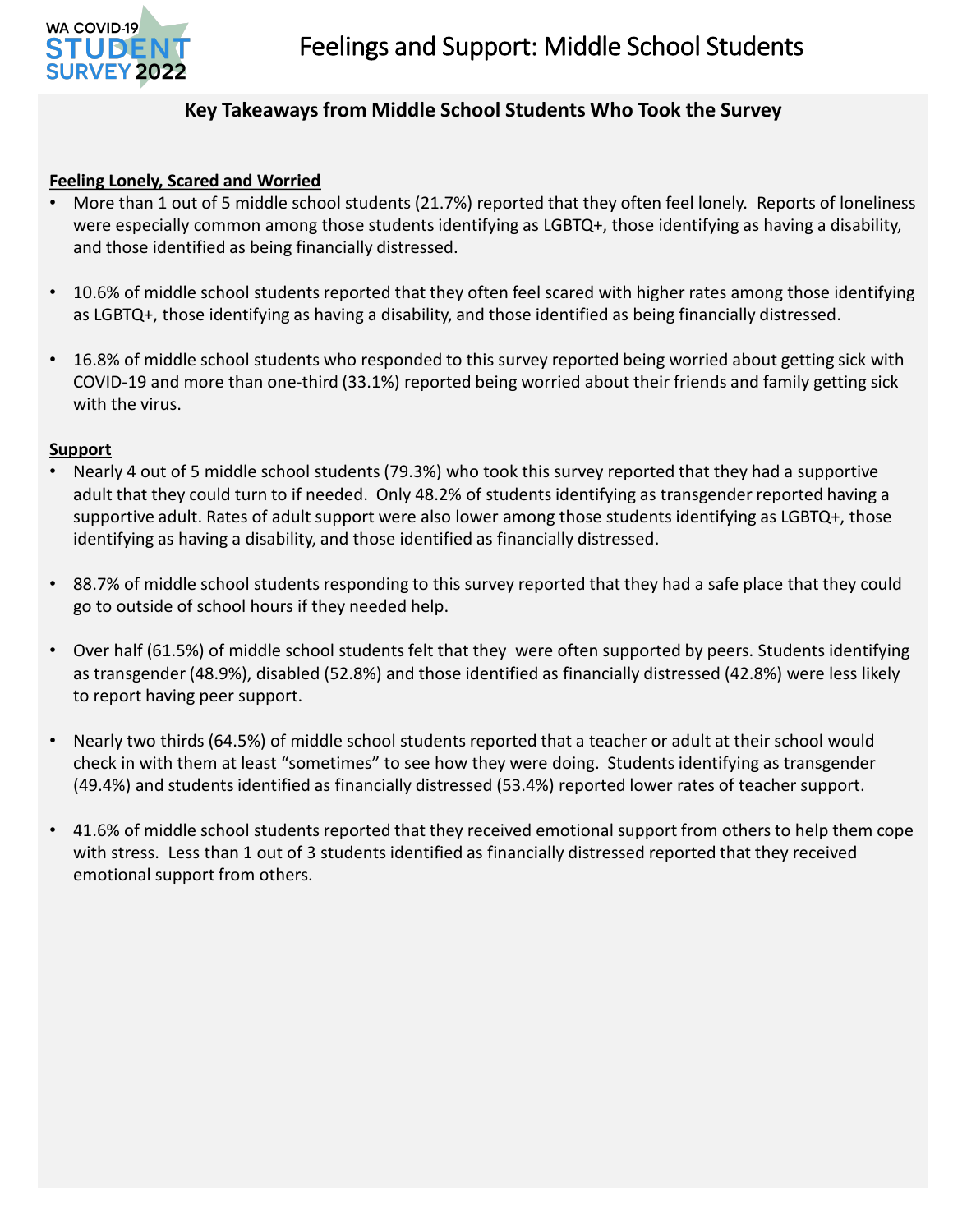# Feelings and Support: Middle School Students

## Key Takeaways from Middle School Students Who Took the Survey

**Feeling Lonely, Scared and Worried**

- More than 1 out of 5 middle school students (21.7%) reported that they often feel lonely. Reports of loneliness were especially common among those students identifying as LGBTQ+, those identifying as having a disability, and those identified as being financially distressed.
- 10.6% of middle school students reported that they often feel scared with higher rates among those identifying as LGBTQ+, those identifying as having a disability, and those identified as being financially distressed.
- 16.8% of middle school students who responded to this survey reported being worried about getting sick with COVID-19 and more than one-third (33.1%) reported being worried about their friends and family getting sick with the virus.

**Support**

- Nearly 4 out of 5 middle school students (79.3%) who took this survey reported that they had a supportive adult that they could turn to if needed. Only 48.2% of students identifying as transgender reported having a supportive adult. Rates of adult support were also lower among those students identifying as LGBTQ+, those identifying as having a disability, and those identified as financially distressed.
- 88.7% of middle school students responding to this survey reported that they had a safe place that they could go to outside of school hours if they needed help.
- Over half (61.5%) of middle school students felt that they were often supported by peers. Students identifying as transgender (48.9%), disabled (52.8%) and those identified as financially distressed (42.8%) were less likely to report having peer support.
- Nearly two thirds (64.5%) of middle school students reported that a teacher or adult at their school would check in with them at least "sometimes" to see how they were doing. Students identifying as transgender (49.4%) and students identified as financially distressed (53.4%) reported lower rates of teacher support.
- 41.6% of middle school students reported that they received emotional support from others to help them cope with stress. Less than 1 out of 3 students identified as financially distressed reported that they received emotional support from others.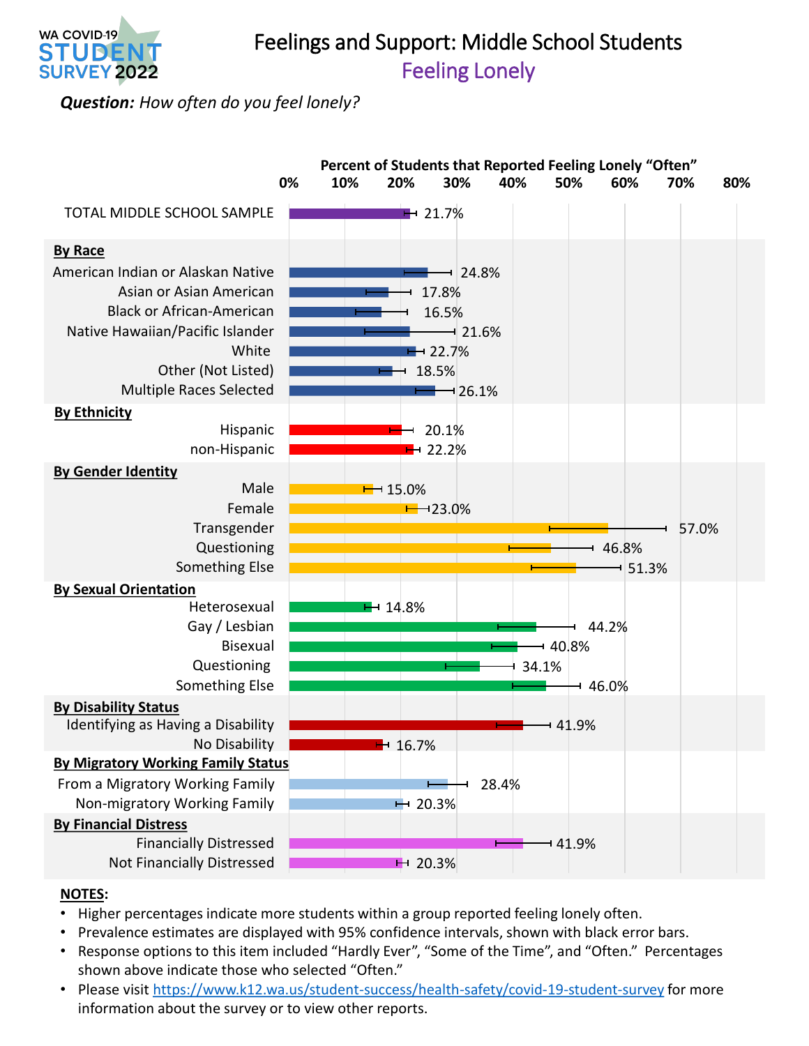WA COVID-19 STUDENT SURVEY 2022

# Feelings and Support: Middle School Students

## Feeling Lonely

***Question:*** *How often do you feel lonely?*

**Percent of Students that Reported Feeling Lonely "Often"**

| Group | Percent |
|---|---|
| TOTAL MIDDLE SCHOOL SAMPLE | 21.7% |
| **By Race** | |
| American Indian or Alaskan Native | 24.8% |
| Asian or Asian American | 17.8% |
| Black or African-American | 16.5% |
| Native Hawaiian/Pacific Islander | 21.6% |
| White | 22.7% |
| Other (Not Listed) | 18.5% |
| Multiple Races Selected | 26.1% |
| **By Ethnicity** | |
| Hispanic | 20.1% |
| non-Hispanic | 22.2% |
| **By Gender Identity** | |
| Male | 15.0% |
| Female | 23.0% |
| Transgender | 57.0% |
| Questioning | 46.8% |
| Something Else | 51.3% |
| **By Sexual Orientation** | |
| Heterosexual | 14.8% |
| Gay / Lesbian | 44.2% |
| Bisexual | 40.8% |
| Questioning | 34.1% |
| Something Else | 46.0% |
| **By Disability Status** | |
| Identifying as Having a Disability | 41.9% |
| No Disability | 16.7% |
| **By Migratory Working Family Status** | |
| From a Migratory Working Family | 28.4% |
| Non-migratory Working Family | 20.3% |
| **By Financial Distress** | |
| Financially Distressed | 41.9% |
| Not Financially Distressed | 20.3% |

**NOTES:**

- Higher percentages indicate more students within a group reported feeling lonely often.
- Prevalence estimates are displayed with 95% confidence intervals, shown with black error bars.
- Response options to this item included "Hardly Ever", "Some of the Time", and "Often." Percentages shown above indicate those who selected "Often."
- Please visit https://www.k12.wa.us/student-success/health-safety/covid-19-student-survey for more information about the survey or to view other reports.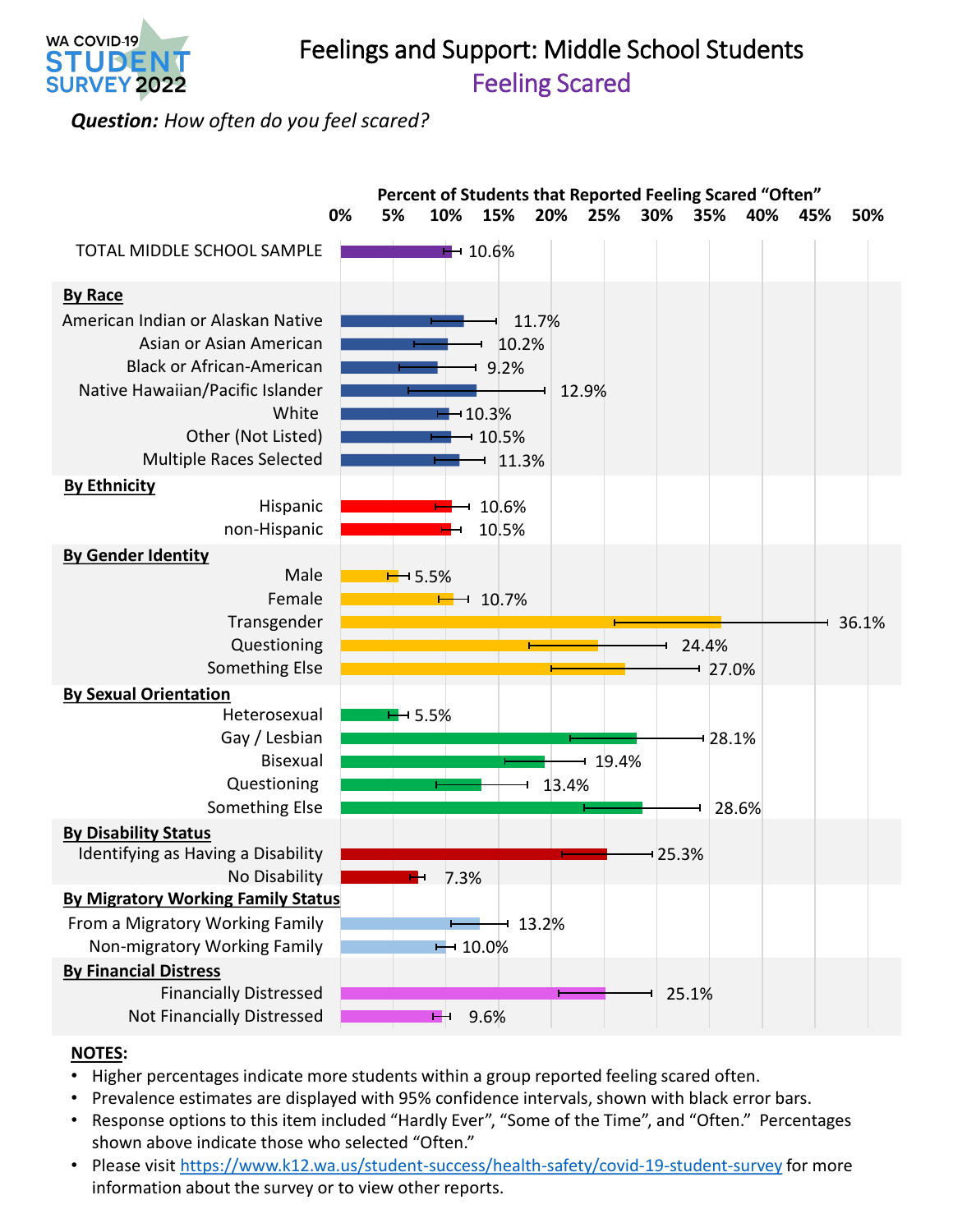WA COVID-19 STUDENT SURVEY 2022

# Feelings and Support: Middle School Students

## Feeling Scared

***Question:*** *How often do you feel scared?*

**Percent of Students that Reported Feeling Scared "Often"**

| Group | Percent |
|---|---|
| TOTAL MIDDLE SCHOOL SAMPLE | 10.6% |
| **By Race** | |
| American Indian or Alaskan Native | 11.7% |
| Asian or Asian American | 10.2% |
| Black or African-American | 9.2% |
| Native Hawaiian/Pacific Islander | 12.9% |
| White | 10.3% |
| Other (Not Listed) | 10.5% |
| Multiple Races Selected | 11.3% |
| **By Ethnicity** | |
| Hispanic | 10.6% |
| non-Hispanic | 10.5% |
| **By Gender Identity** | |
| Male | 5.5% |
| Female | 10.7% |
| Transgender | 36.1% |
| Questioning | 24.4% |
| Something Else | 27.0% |
| **By Sexual Orientation** | |
| Heterosexual | 5.5% |
| Gay / Lesbian | 28.1% |
| Bisexual | 19.4% |
| Questioning | 13.4% |
| Something Else | 28.6% |
| **By Disability Status** | |
| Identifying as Having a Disability | 25.3% |
| No Disability | 7.3% |
| **By Migratory Working Family Status** | |
| From a Migratory Working Family | 13.2% |
| Non-migratory Working Family | 10.0% |
| **By Financial Distress** | |
| Financially Distressed | 25.1% |
| Not Financially Distressed | 9.6% |

**NOTES:**

- Higher percentages indicate more students within a group reported feeling scared often.
- Prevalence estimates are displayed with 95% confidence intervals, shown with black error bars.
- Response options to this item included "Hardly Ever", "Some of the Time", and "Often." Percentages shown above indicate those who selected "Often."
- Please visit https://www.k12.wa.us/student-success/health-safety/covid-19-student-survey for more information about the survey or to view other reports.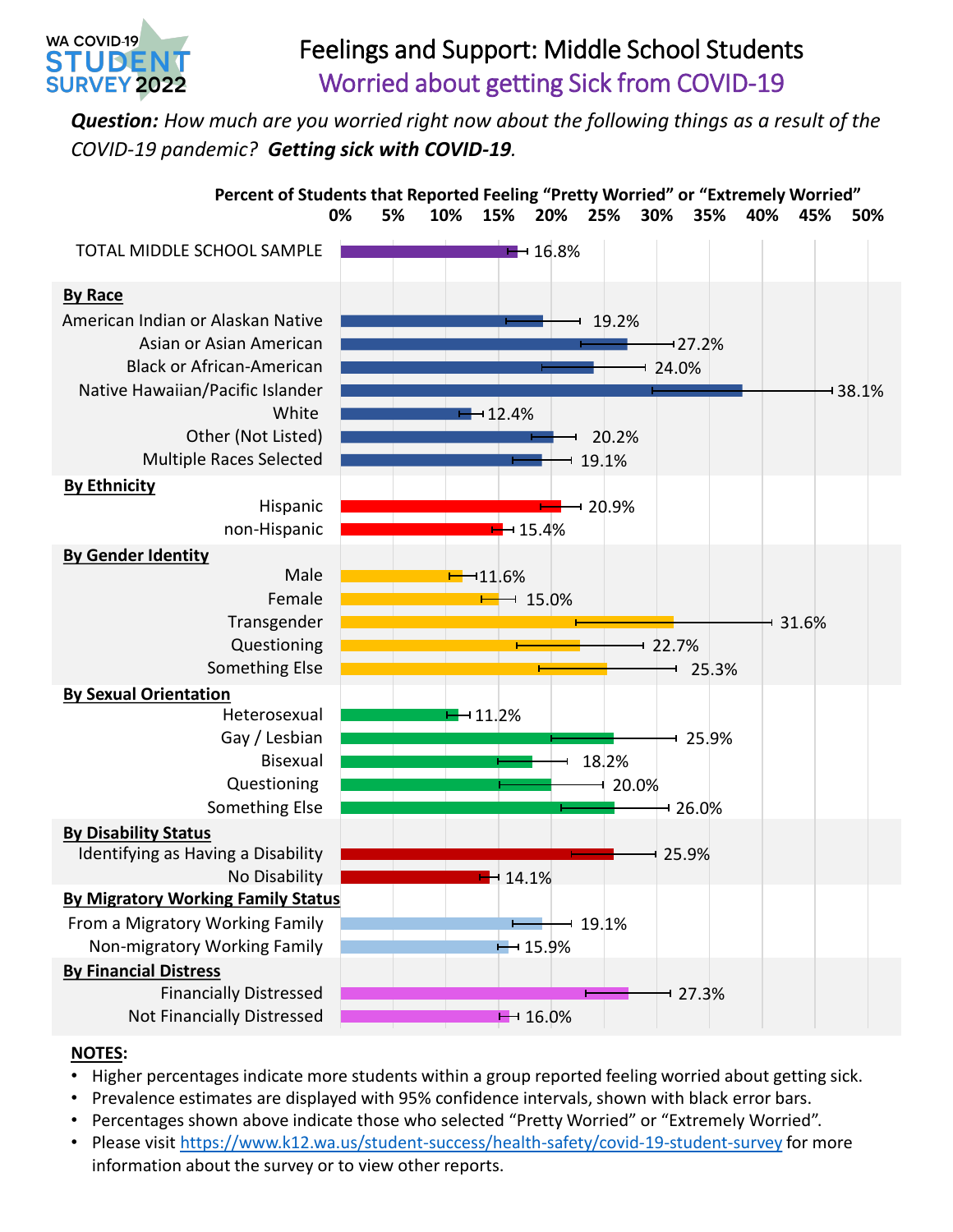WA COVID-19 STUDENT SURVEY 2022

# Feelings and Support: Middle School Students

## Worried about getting Sick from COVID-19

***Question:** How much are you worried right now about the following things as a result of the COVID-19 pandemic? **Getting sick with COVID-19**.*

**Percent of Students that Reported Feeling "Pretty Worried" or "Extremely Worried"**

| Group | Percent |
|---|---|
| TOTAL MIDDLE SCHOOL SAMPLE | 16.8% |
| **By Race** | |
| American Indian or Alaskan Native | 19.2% |
| Asian or Asian American | 27.2% |
| Black or African-American | 24.0% |
| Native Hawaiian/Pacific Islander | 38.1% |
| White | 12.4% |
| Other (Not Listed) | 20.2% |
| Multiple Races Selected | 19.1% |
| **By Ethnicity** | |
| Hispanic | 20.9% |
| non-Hispanic | 15.4% |
| **By Gender Identity** | |
| Male | 11.6% |
| Female | 15.0% |
| Transgender | 31.6% |
| Questioning | 22.7% |
| Something Else | 25.3% |
| **By Sexual Orientation** | |
| Heterosexual | 11.2% |
| Gay / Lesbian | 25.9% |
| Bisexual | 18.2% |
| Questioning | 20.0% |
| Something Else | 26.0% |
| **By Disability Status** | |
| Identifying as Having a Disability | 25.9% |
| No Disability | 14.1% |
| **By Migratory Working Family Status** | |
| From a Migratory Working Family | 19.1% |
| Non-migratory Working Family | 15.9% |
| **By Financial Distress** | |
| Financially Distressed | 27.3% |
| Not Financially Distressed | 16.0% |

**NOTES:**

- Higher percentages indicate more students within a group reported feeling worried about getting sick.
- Prevalence estimates are displayed with 95% confidence intervals, shown with black error bars.
- Percentages shown above indicate those who selected "Pretty Worried" or "Extremely Worried".
- Please visit https://www.k12.wa.us/student-success/health-safety/covid-19-student-survey for more information about the survey or to view other reports.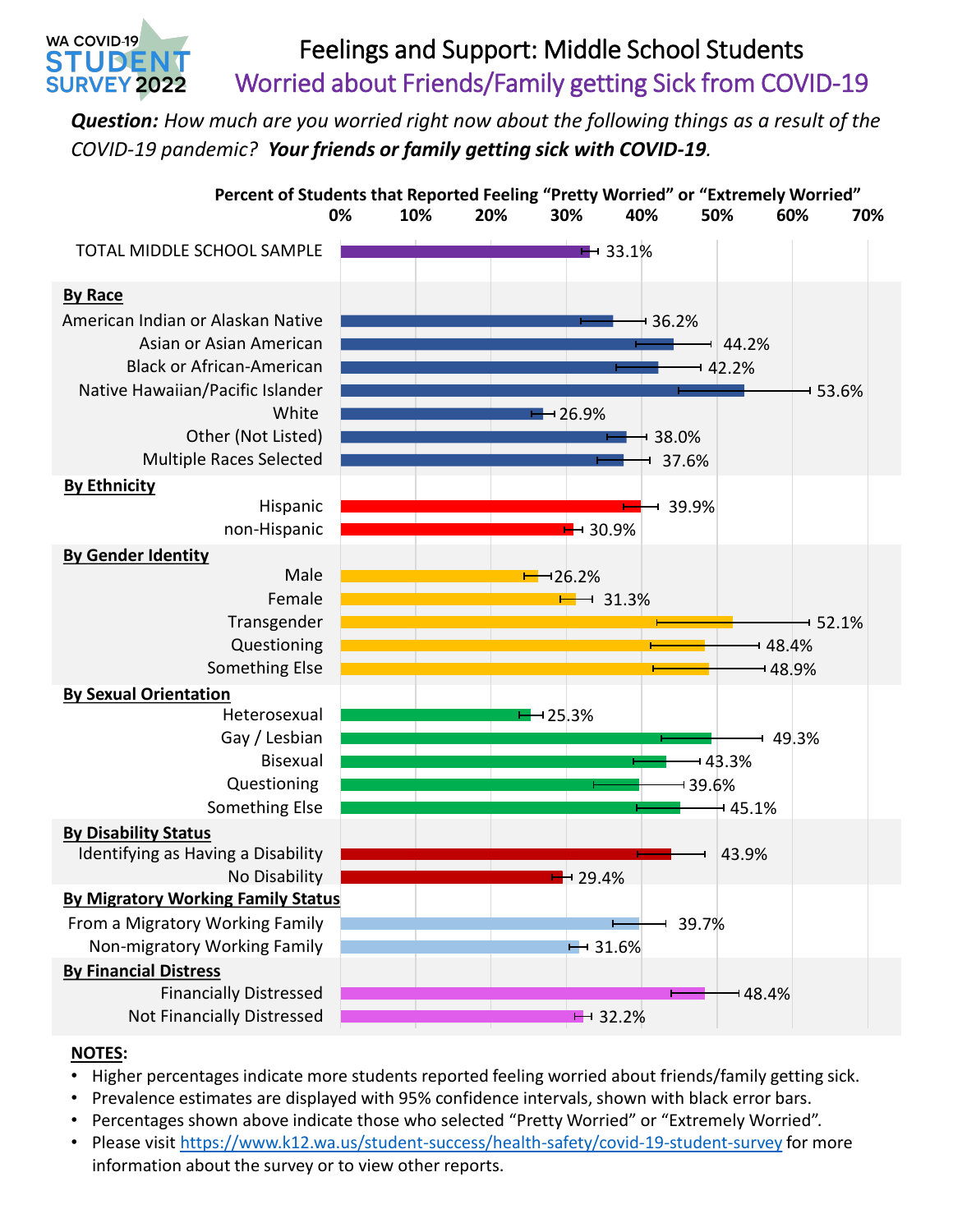WA COVID-19 STUDENT SURVEY 2022

# Feelings and Support: Middle School Students

## Worried about Friends/Family getting Sick from COVID-19

***Question:*** *How much are you worried right now about the following things as a result of the COVID-19 pandemic?* ***Your friends or family getting sick with COVID-19****.*

**Percent of Students that Reported Feeling "Pretty Worried" or "Extremely Worried"**

| Group | Percent |
|---|---|
| TOTAL MIDDLE SCHOOL SAMPLE | 33.1% |
| **By Race** | |
| American Indian or Alaskan Native | 36.2% |
| Asian or Asian American | 44.2% |
| Black or African-American | 42.2% |
| Native Hawaiian/Pacific Islander | 53.6% |
| White | 26.9% |
| Other (Not Listed) | 38.0% |
| Multiple Races Selected | 37.6% |
| **By Ethnicity** | |
| Hispanic | 39.9% |
| non-Hispanic | 30.9% |
| **By Gender Identity** | |
| Male | 26.2% |
| Female | 31.3% |
| Transgender | 52.1% |
| Questioning | 48.4% |
| Something Else | 48.9% |
| **By Sexual Orientation** | |
| Heterosexual | 25.3% |
| Gay / Lesbian | 49.3% |
| Bisexual | 43.3% |
| Questioning | 39.6% |
| Something Else | 45.1% |
| **By Disability Status** | |
| Identifying as Having a Disability | 43.9% |
| No Disability | 29.4% |
| **By Migratory Working Family Status** | |
| From a Migratory Working Family | 39.7% |
| Non-migratory Working Family | 31.6% |
| **By Financial Distress** | |
| Financially Distressed | 48.4% |
| Not Financially Distressed | 32.2% |

**NOTES:**

- Higher percentages indicate more students reported feeling worried about friends/family getting sick.
- Prevalence estimates are displayed with 95% confidence intervals, shown with black error bars.
- Percentages shown above indicate those who selected "Pretty Worried" or "Extremely Worried".
- Please visit https://www.k12.wa.us/student-success/health-safety/covid-19-student-survey for more information about the survey or to view other reports.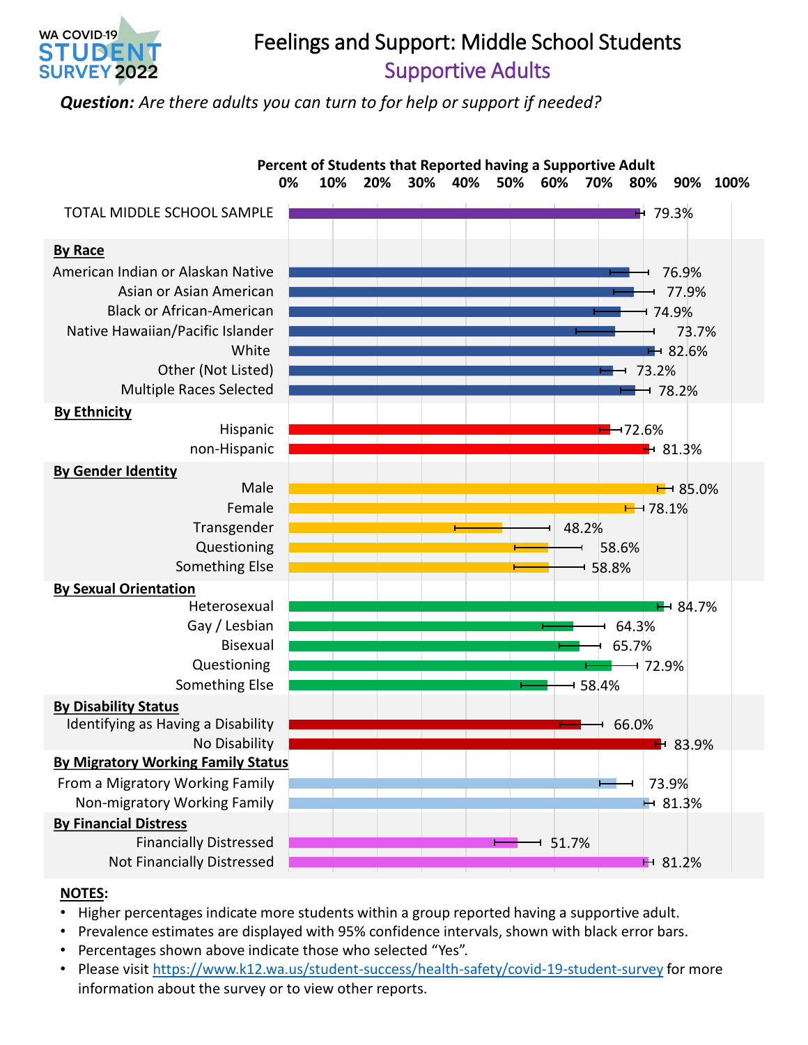WA COVID-19 STUDENT SURVEY 2022

# Feelings and Support: Middle School Students

## Supportive Adults

***Question:*** *Are there adults you can turn to for help or support if needed?*

**Percent of Students that Reported having a Supportive Adult**

| Group | Percent |
|---|---|
| TOTAL MIDDLE SCHOOL SAMPLE | 79.3% |
| **By Race** | |
| American Indian or Alaskan Native | 76.9% |
| Asian or Asian American | 77.9% |
| Black or African-American | 74.9% |
| Native Hawaiian/Pacific Islander | 73.7% |
| White | 82.6% |
| Other (Not Listed) | 73.2% |
| Multiple Races Selected | 78.2% |
| **By Ethnicity** | |
| Hispanic | 72.6% |
| non-Hispanic | 81.3% |
| **By Gender Identity** | |
| Male | 85.0% |
| Female | 78.1% |
| Transgender | 48.2% |
| Questioning | 58.6% |
| Something Else | 58.8% |
| **By Sexual Orientation** | |
| Heterosexual | 84.7% |
| Gay / Lesbian | 64.3% |
| Bisexual | 65.7% |
| Questioning | 72.9% |
| Something Else | 58.4% |
| **By Disability Status** | |
| Identifying as Having a Disability | 66.0% |
| No Disability | 83.9% |
| **By Migratory Working Family Status** | |
| From a Migratory Working Family | 73.9% |
| Non-migratory Working Family | 81.3% |
| **By Financial Distress** | |
| Financially Distressed | 51.7% |
| Not Financially Distressed | 81.2% |

**NOTES:**

- Higher percentages indicate more students within a group reported having a supportive adult.
- Prevalence estimates are displayed with 95% confidence intervals, shown with black error bars.
- Percentages shown above indicate those who selected "Yes".
- Please visit https://www.k12.wa.us/student-success/health-safety/covid-19-student-survey for more information about the survey or to view other reports.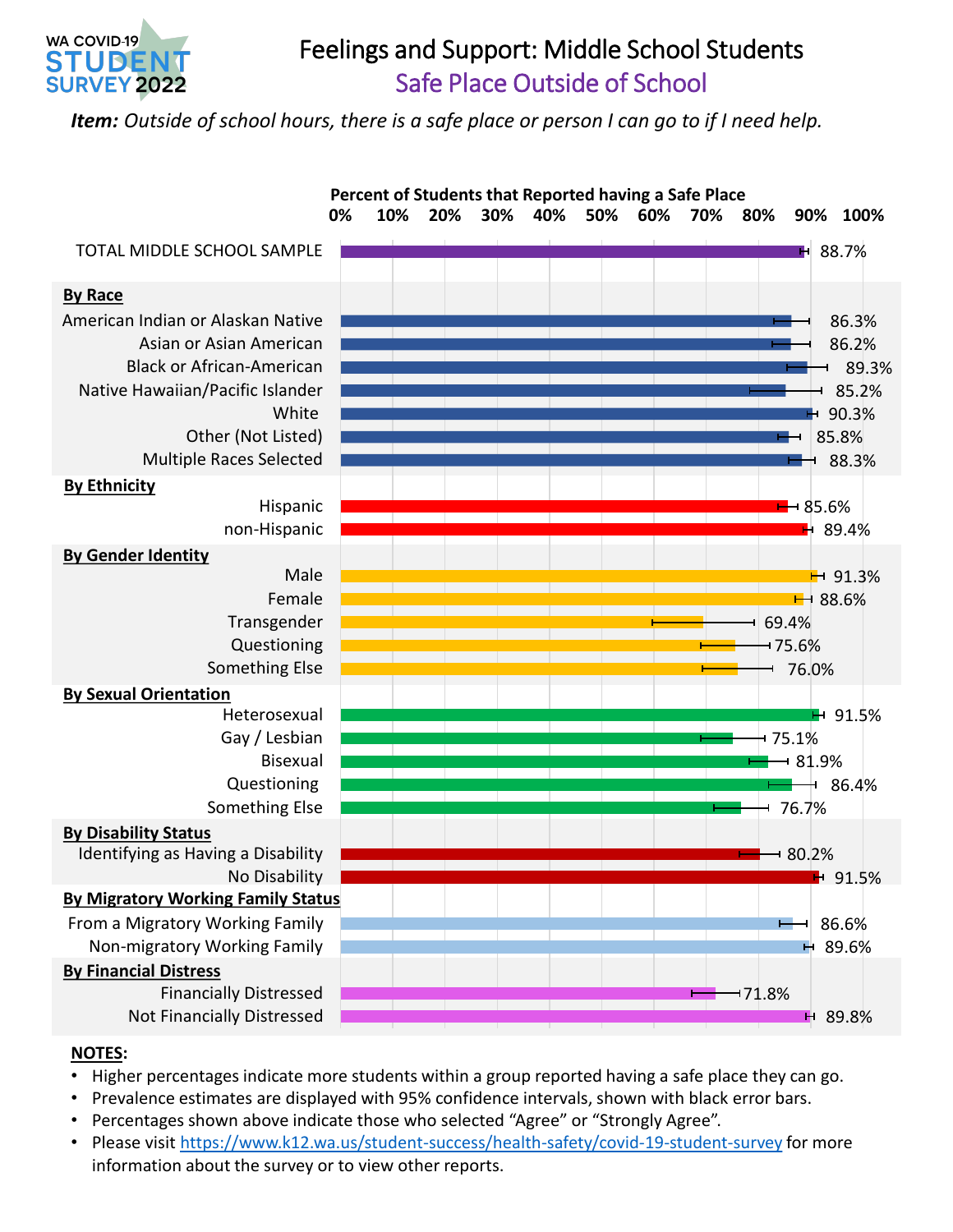WA COVID-19 STUDENT SURVEY 2022

# Feelings and Support: Middle School Students

## Safe Place Outside of School

***Item:*** *Outside of school hours, there is a safe place or person I can go to if I need help.*

**Percent of Students that Reported having a Safe Place**

| Group | Percent |
|---|---|
| TOTAL MIDDLE SCHOOL SAMPLE | 88.7% |
| **By Race** | |
| American Indian or Alaskan Native | 86.3% |
| Asian or Asian American | 86.2% |
| Black or African-American | 89.3% |
| Native Hawaiian/Pacific Islander | 85.2% |
| White | 90.3% |
| Other (Not Listed) | 85.8% |
| Multiple Races Selected | 88.3% |
| **By Ethnicity** | |
| Hispanic | 85.6% |
| non-Hispanic | 89.4% |
| **By Gender Identity** | |
| Male | 91.3% |
| Female | 88.6% |
| Transgender | 69.4% |
| Questioning | 75.6% |
| Something Else | 76.0% |
| **By Sexual Orientation** | |
| Heterosexual | 91.5% |
| Gay / Lesbian | 75.1% |
| Bisexual | 81.9% |
| Questioning | 86.4% |
| Something Else | 76.7% |
| **By Disability Status** | |
| Identifying as Having a Disability | 80.2% |
| No Disability | 91.5% |
| **By Migratory Working Family Status** | |
| From a Migratory Working Family | 86.6% |
| Non-migratory Working Family | 89.6% |
| **By Financial Distress** | |
| Financially Distressed | 71.8% |
| Not Financially Distressed | 89.8% |

**NOTES:**

- Higher percentages indicate more students within a group reported having a safe place they can go.
- Prevalence estimates are displayed with 95% confidence intervals, shown with black error bars.
- Percentages shown above indicate those who selected “Agree” or “Strongly Agree”.
- Please visit https://www.k12.wa.us/student-success/health-safety/covid-19-student-survey for more information about the survey or to view other reports.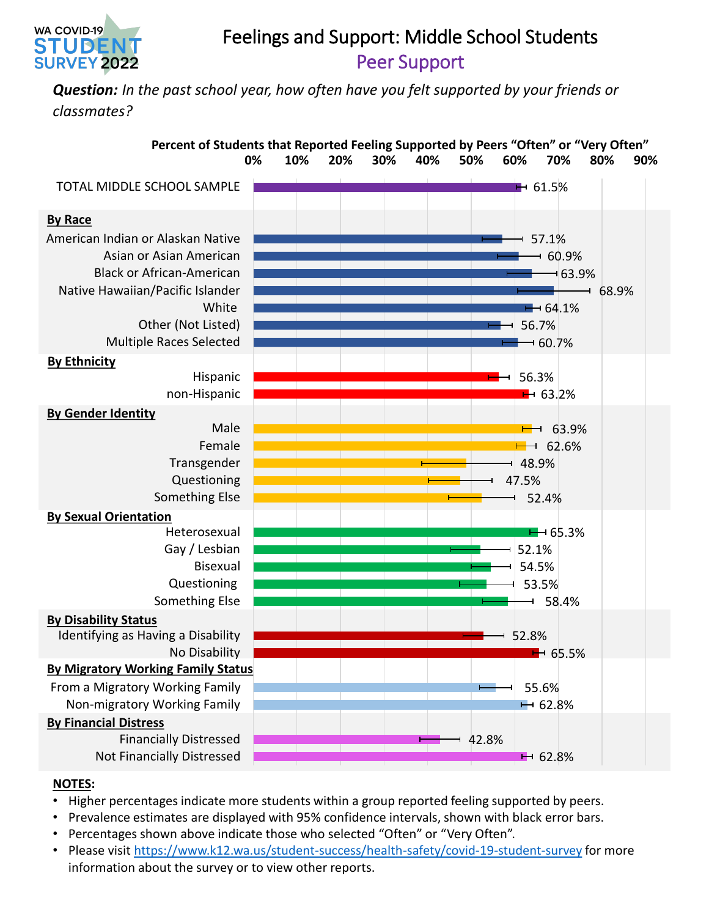# Feelings and Support: Middle School Students

## Peer Support

***Question:*** *In the past school year, how often have you felt supported by your friends or classmates?*

**Percent of Students that Reported Feeling Supported by Peers "Often" or "Very Often"**

| Group | Percent |
| --- | --- |
| TOTAL MIDDLE SCHOOL SAMPLE | 61.5% |
| **By Race** | |
| American Indian or Alaskan Native | 57.1% |
| Asian or Asian American | 60.9% |
| Black or African-American | 63.9% |
| Native Hawaiian/Pacific Islander | 68.9% |
| White | 64.1% |
| Other (Not Listed) | 56.7% |
| Multiple Races Selected | 60.7% |
| **By Ethnicity** | |
| Hispanic | 56.3% |
| non-Hispanic | 63.2% |
| **By Gender Identity** | |
| Male | 63.9% |
| Female | 62.6% |
| Transgender | 48.9% |
| Questioning | 47.5% |
| Something Else | 52.4% |
| **By Sexual Orientation** | |
| Heterosexual | 65.3% |
| Gay / Lesbian | 52.1% |
| Bisexual | 54.5% |
| Questioning | 53.5% |
| Something Else | 58.4% |
| **By Disability Status** | |
| Identifying as Having a Disability | 52.8% |
| No Disability | 65.5% |
| **By Migratory Working Family Status** | |
| From a Migratory Working Family | 55.6% |
| Non-migratory Working Family | 62.8% |
| **By Financial Distress** | |
| Financially Distressed | 42.8% |
| Not Financially Distressed | 62.8% |

**NOTES:**

- Higher percentages indicate more students within a group reported feeling supported by peers.
- Prevalence estimates are displayed with 95% confidence intervals, shown with black error bars.
- Percentages shown above indicate those who selected "Often" or "Very Often".
- Please visit https://www.k12.wa.us/student-success/health-safety/covid-19-student-survey for more information about the survey or to view other reports.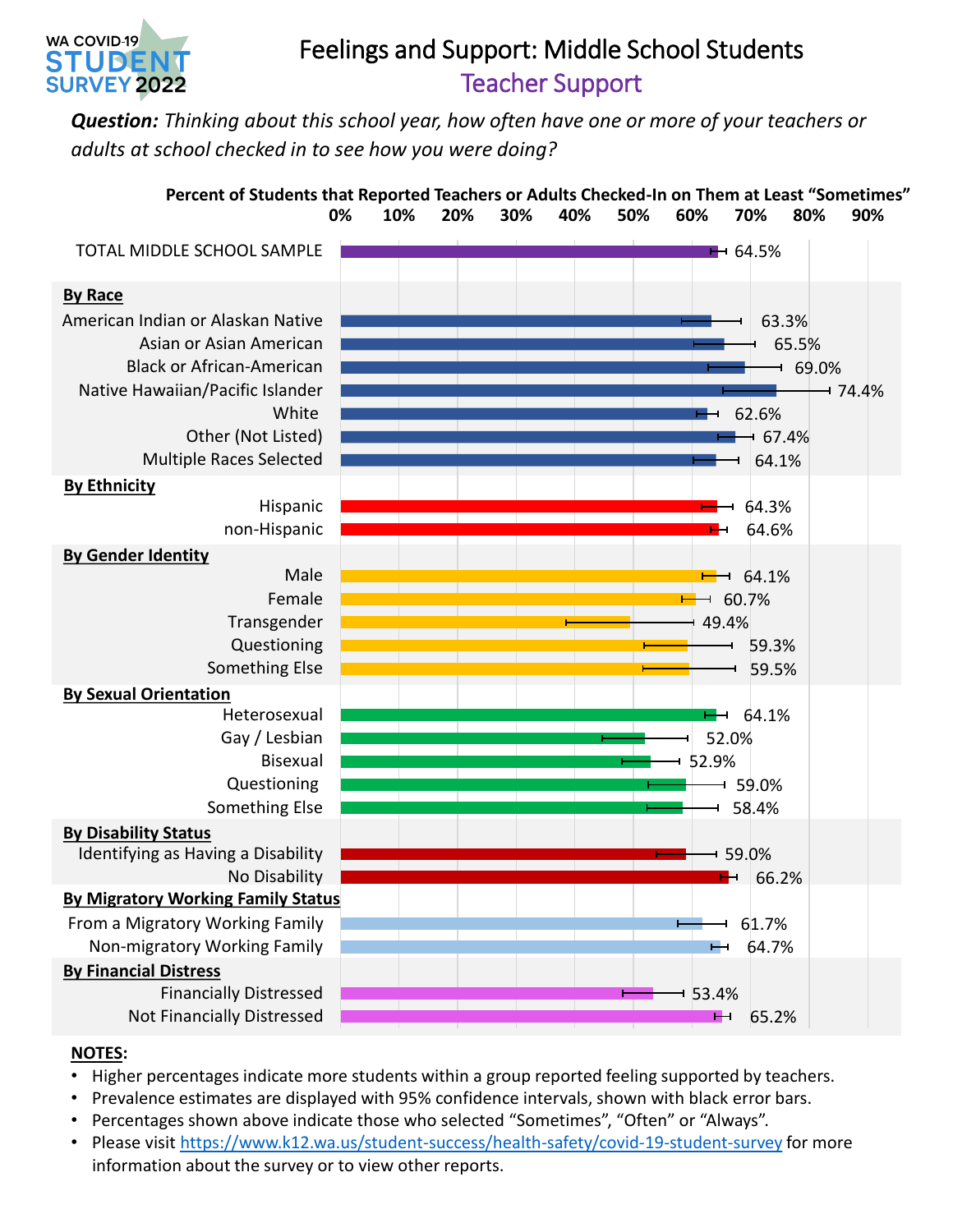WA COVID-19 STUDENT SURVEY 2022

# Feelings and Support: Middle School Students

## Teacher Support

***Question:*** *Thinking about this school year, how often have one or more of your teachers or adults at school checked in to see how you were doing?*

**Percent of Students that Reported Teachers or Adults Checked-In on Them at Least "Sometimes"**

| Group | Percent |
|---|---|
| TOTAL MIDDLE SCHOOL SAMPLE | 64.5% |
| **By Race** | |
| American Indian or Alaskan Native | 63.3% |
| Asian or Asian American | 65.5% |
| Black or African-American | 69.0% |
| Native Hawaiian/Pacific Islander | 74.4% |
| White | 62.6% |
| Other (Not Listed) | 67.4% |
| Multiple Races Selected | 64.1% |
| **By Ethnicity** | |
| Hispanic | 64.3% |
| non-Hispanic | 64.6% |
| **By Gender Identity** | |
| Male | 64.1% |
| Female | 60.7% |
| Transgender | 49.4% |
| Questioning | 59.3% |
| Something Else | 59.5% |
| **By Sexual Orientation** | |
| Heterosexual | 64.1% |
| Gay / Lesbian | 52.0% |
| Bisexual | 52.9% |
| Questioning | 59.0% |
| Something Else | 58.4% |
| **By Disability Status** | |
| Identifying as Having a Disability | 59.0% |
| No Disability | 66.2% |
| **By Migratory Working Family Status** | |
| From a Migratory Working Family | 61.7% |
| Non-migratory Working Family | 64.7% |
| **By Financial Distress** | |
| Financially Distressed | 53.4% |
| Not Financially Distressed | 65.2% |

**NOTES:**

- Higher percentages indicate more students within a group reported feeling supported by teachers.
- Prevalence estimates are displayed with 95% confidence intervals, shown with black error bars.
- Percentages shown above indicate those who selected "Sometimes", "Often" or "Always".
- Please visit https://www.k12.wa.us/student-success/health-safety/covid-19-student-survey for more information about the survey or to view other reports.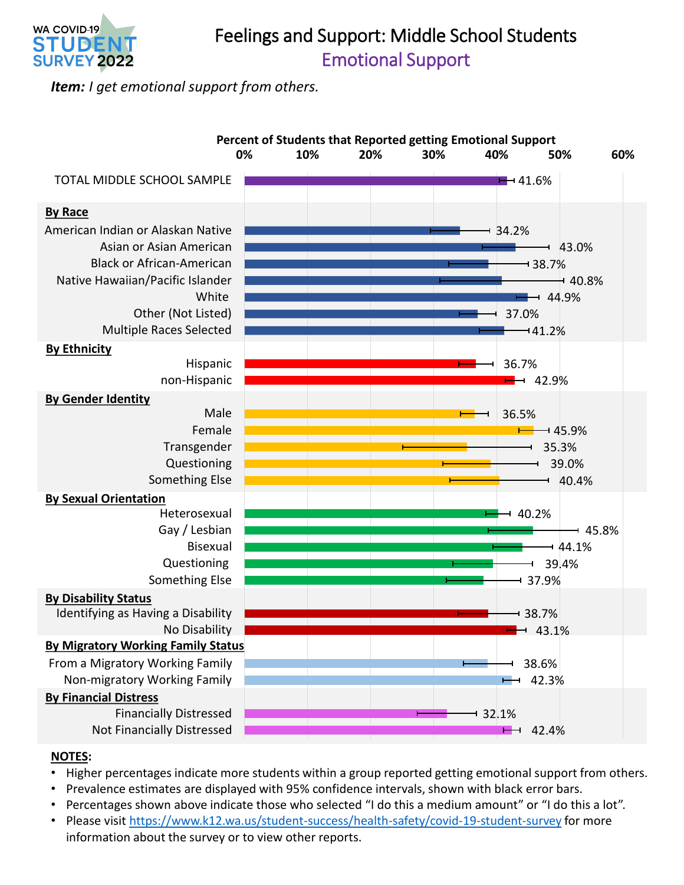# Feelings and Support: Middle School Students

## Emotional Support

***Item:*** *I get emotional support from others.*

**Percent of Students that Reported getting Emotional Support**

| Group | Percent |
|---|---|
| TOTAL MIDDLE SCHOOL SAMPLE | 41.6% |
| **By Race** | |
| American Indian or Alaskan Native | 34.2% |
| Asian or Asian American | 43.0% |
| Black or African-American | 38.7% |
| Native Hawaiian/Pacific Islander | 40.8% |
| White | 44.9% |
| Other (Not Listed) | 37.0% |
| Multiple Races Selected | 41.2% |
| **By Ethnicity** | |
| Hispanic | 36.7% |
| non-Hispanic | 42.9% |
| **By Gender Identity** | |
| Male | 36.5% |
| Female | 45.9% |
| Transgender | 35.3% |
| Questioning | 39.0% |
| Something Else | 40.4% |
| **By Sexual Orientation** | |
| Heterosexual | 40.2% |
| Gay / Lesbian | 45.8% |
| Bisexual | 44.1% |
| Questioning | 39.4% |
| Something Else | 37.9% |
| **By Disability Status** | |
| Identifying as Having a Disability | 38.7% |
| No Disability | 43.1% |
| **By Migratory Working Family Status** | |
| From a Migratory Working Family | 38.6% |
| Non-migratory Working Family | 42.3% |
| **By Financial Distress** | |
| Financially Distressed | 32.1% |
| Not Financially Distressed | 42.4% |

**NOTES:**

- Higher percentages indicate more students within a group reported getting emotional support from others.
- Prevalence estimates are displayed with 95% confidence intervals, shown with black error bars.
- Percentages shown above indicate those who selected "I do this a medium amount" or "I do this a lot".
- Please visit https://www.k12.wa.us/student-success/health-safety/covid-19-student-survey for more information about the survey or to view other reports.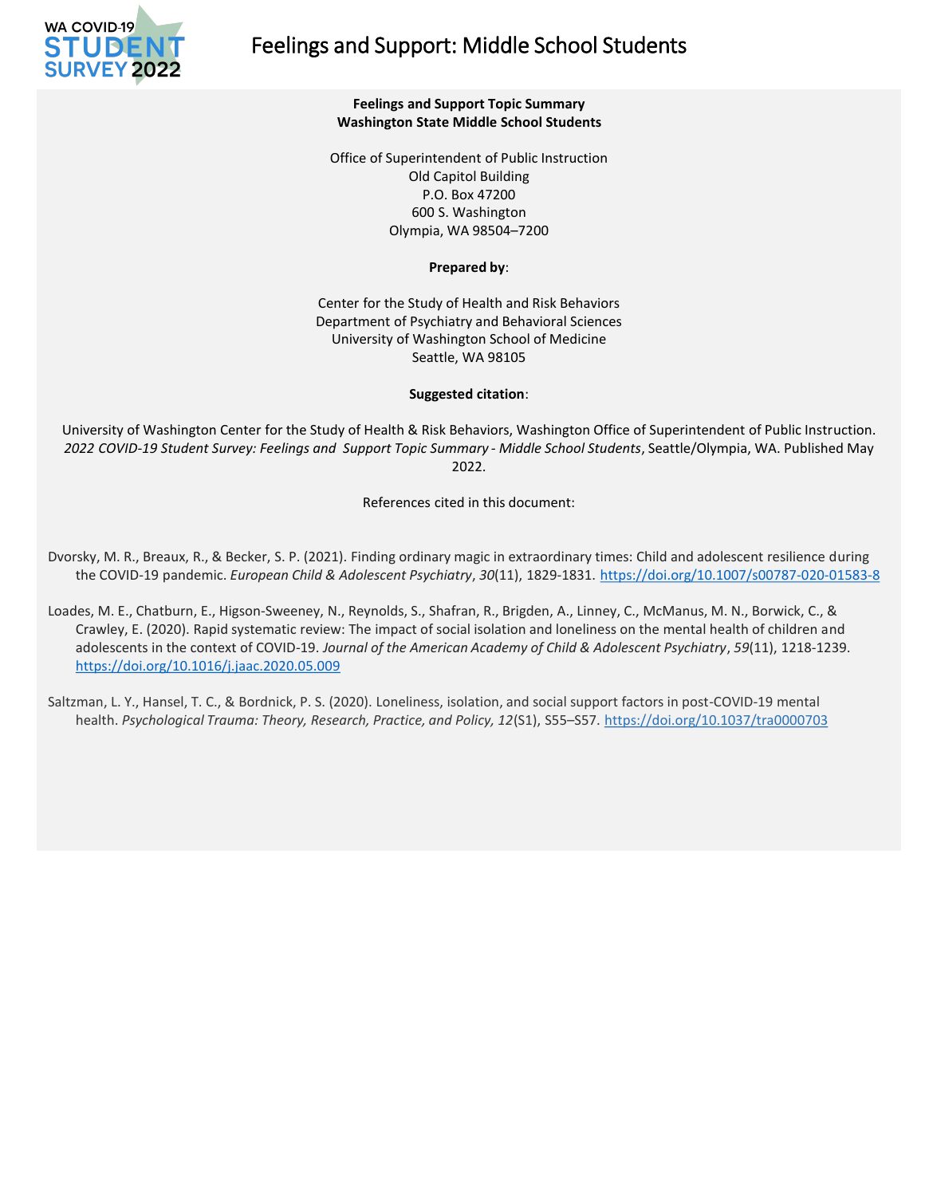**Feelings and Support Topic Summary**
**Washington State Middle School Students**

Office of Superintendent of Public Instruction
Old Capitol Building
P.O. Box 47200
600 S. Washington
Olympia, WA 98504–7200

**Prepared by**:

Center for the Study of Health and Risk Behaviors
Department of Psychiatry and Behavioral Sciences
University of Washington School of Medicine
Seattle, WA 98105

**Suggested citation**:

University of Washington Center for the Study of Health & Risk Behaviors, Washington Office of Superintendent of Public Instruction. *2022 COVID-19 Student Survey: Feelings and Support Topic Summary - Middle School Students*, Seattle/Olympia, WA. Published May 2022.

References cited in this document:

Dvorsky, M. R., Breaux, R., & Becker, S. P. (2021). Finding ordinary magic in extraordinary times: Child and adolescent resilience during the COVID-19 pandemic. *European Child & Adolescent Psychiatry*, *30*(11), 1829-1831. https://doi.org/10.1007/s00787-020-01583-8

Loades, M. E., Chatburn, E., Higson-Sweeney, N., Reynolds, S., Shafran, R., Brigden, A., Linney, C., McManus, M. N., Borwick, C., & Crawley, E. (2020). Rapid systematic review: The impact of social isolation and loneliness on the mental health of children and adolescents in the context of COVID-19. *Journal of the American Academy of Child & Adolescent Psychiatry*, *59*(11), 1218-1239. https://doi.org/10.1016/j.jaac.2020.05.009

Saltzman, L. Y., Hansel, T. C., & Bordnick, P. S. (2020). Loneliness, isolation, and social support factors in post-COVID-19 mental health. *Psychological Trauma: Theory, Research, Practice, and Policy, 12*(S1), S55–S57. https://doi.org/10.1037/tra0000703